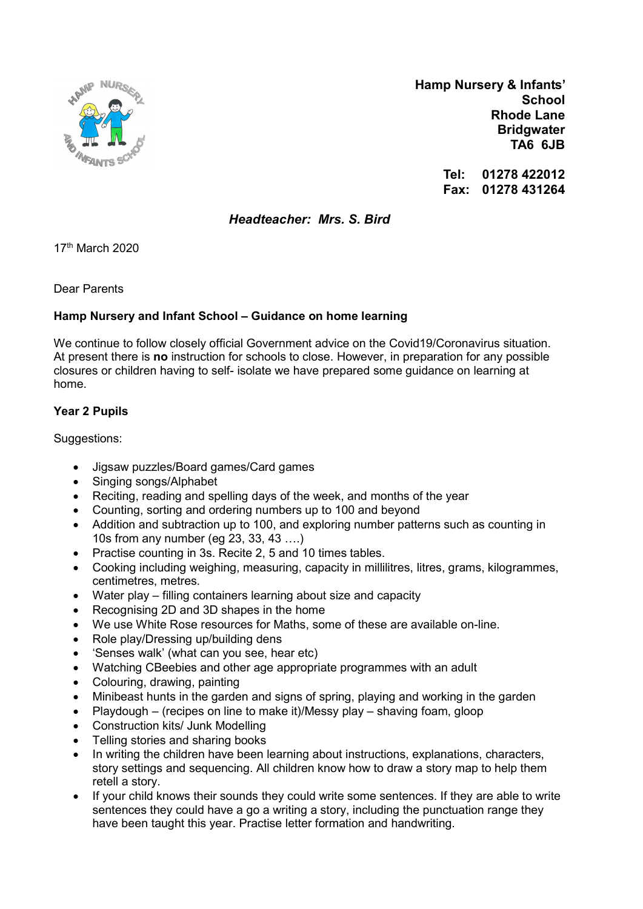**Hamp Nursery & Infants' School**
**Rhode Lane**
**Bridgwater**
**TA6 6JB**

**Tel: 01278 422012**
**Fax: 01278 431264**

***Headteacher: Mrs. S. Bird***

17th March 2020

Dear Parents

**Hamp Nursery and Infant School – Guidance on home learning**

We continue to follow closely official Government advice on the Covid19/Coronavirus situation. At present there is **no** instruction for schools to close. However, in preparation for any possible closures or children having to self- isolate we have prepared some guidance on learning at home.

**Year 2 Pupils**

Suggestions:

- Jigsaw puzzles/Board games/Card games
- Singing songs/Alphabet
- Reciting, reading and spelling days of the week, and months of the year
- Counting, sorting and ordering numbers up to 100 and beyond
- Addition and subtraction up to 100, and exploring number patterns such as counting in 10s from any number (eg 23, 33, 43 ….)
- Practise counting in 3s. Recite 2, 5 and 10 times tables.
- Cooking including weighing, measuring, capacity in millilitres, litres, grams, kilogrammes, centimetres, metres.
- Water play – filling containers learning about size and capacity
- Recognising 2D and 3D shapes in the home
- We use White Rose resources for Maths, some of these are available on-line.
- Role play/Dressing up/building dens
- 'Senses walk' (what can you see, hear etc)
- Watching CBeebies and other age appropriate programmes with an adult
- Colouring, drawing, painting
- Minibeast hunts in the garden and signs of spring, playing and working in the garden
- Playdough – (recipes on line to make it)/Messy play – shaving foam, gloop
- Construction kits/ Junk Modelling
- Telling stories and sharing books
- In writing the children have been learning about instructions, explanations, characters, story settings and sequencing. All children know how to draw a story map to help them retell a story.
- If your child knows their sounds they could write some sentences. If they are able to write sentences they could have a go a writing a story, including the punctuation range they have been taught this year. Practise letter formation and handwriting.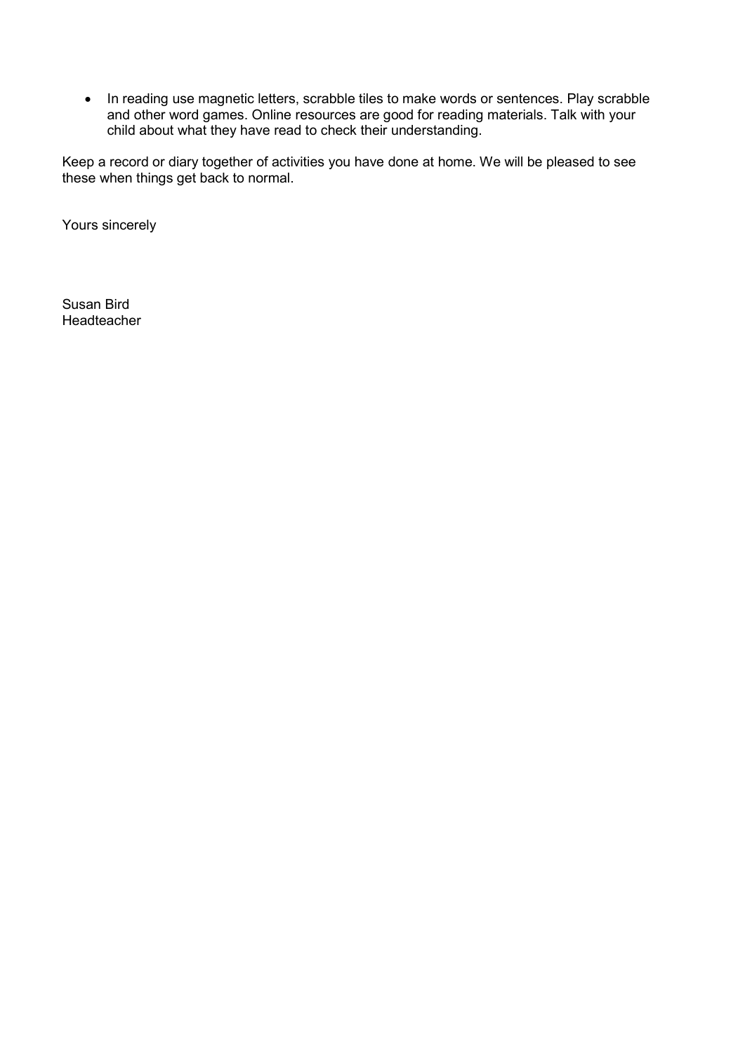- In reading use magnetic letters, scrabble tiles to make words or sentences. Play scrabble and other word games. Online resources are good for reading materials. Talk with your child about what they have read to check their understanding.

Keep a record or diary together of activities you have done at home. We will be pleased to see these when things get back to normal.

Yours sincerely

Susan Bird
Headteacher